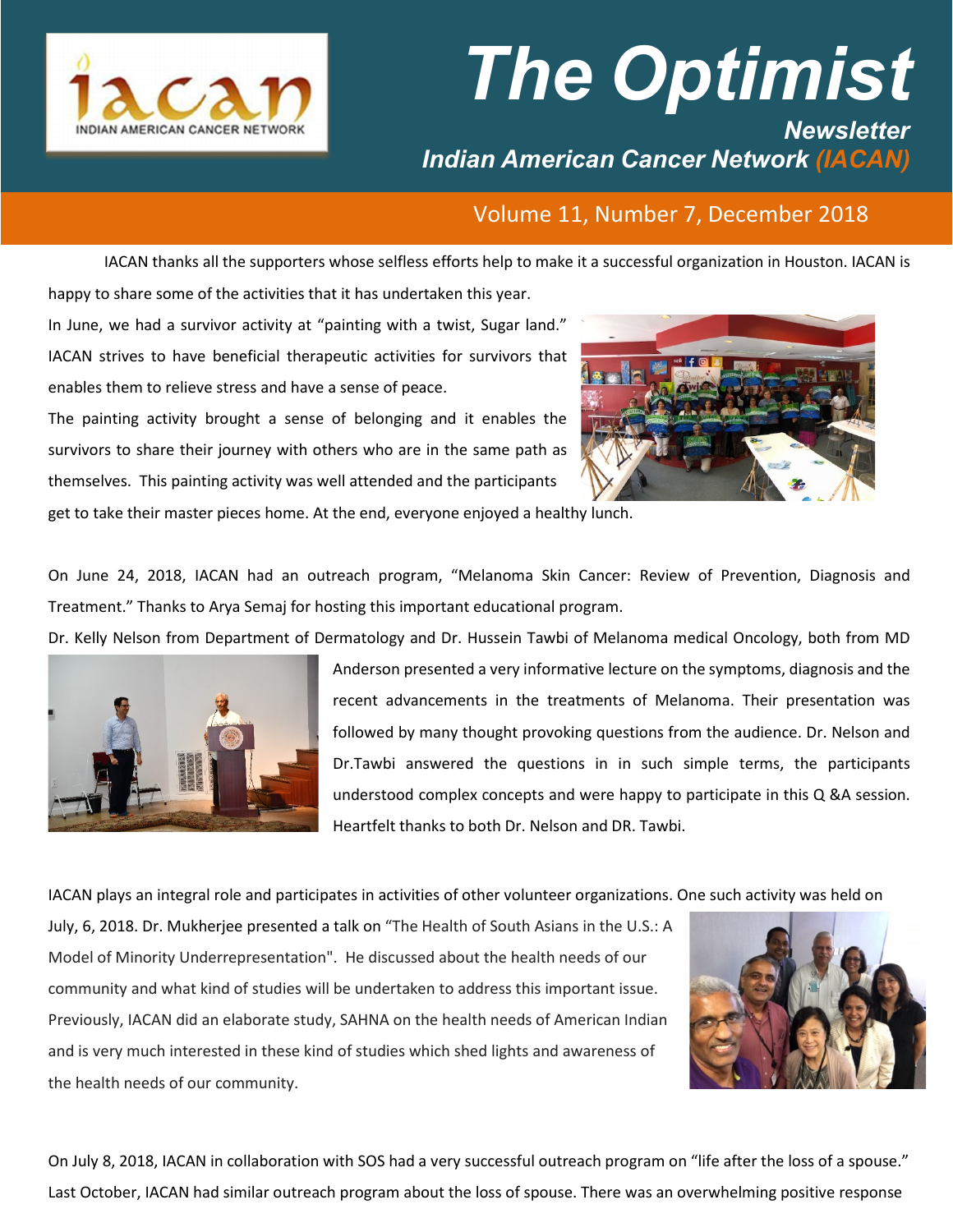# The Optimist

***Newsletter***

***Indian American Cancer Network (IACAN)***

Volume 11, Number 7, December 2018

IACAN thanks all the supporters whose selfless efforts help to make it a successful organization in Houston. IACAN is happy to share some of the activities that it has undertaken this year.

In June, we had a survivor activity at "painting with a twist, Sugar land." IACAN strives to have beneficial therapeutic activities for survivors that enables them to relieve stress and have a sense of peace.

The painting activity brought a sense of belonging and it enables the survivors to share their journey with others who are in the same path as themselves. This painting activity was well attended and the participants get to take their master pieces home. At the end, everyone enjoyed a healthy lunch.

On June 24, 2018, IACAN had an outreach program, "Melanoma Skin Cancer: Review of Prevention, Diagnosis and Treatment." Thanks to Arya Semaj for hosting this important educational program.

Dr. Kelly Nelson from Department of Dermatology and Dr. Hussein Tawbi of Melanoma medical Oncology, both from MD Anderson presented a very informative lecture on the symptoms, diagnosis and the recent advancements in the treatments of Melanoma. Their presentation was followed by many thought provoking questions from the audience. Dr. Nelson and Dr.Tawbi answered the questions in in such simple terms, the participants understood complex concepts and were happy to participate in this Q &A session. Heartfelt thanks to both Dr. Nelson and DR. Tawbi.

IACAN plays an integral role and participates in activities of other volunteer organizations. One such activity was held on July, 6, 2018. Dr. Mukherjee presented a talk on "The Health of South Asians in the U.S.: A Model of Minority Underrepresentation". He discussed about the health needs of our community and what kind of studies will be undertaken to address this important issue. Previously, IACAN did an elaborate study, SAHNA on the health needs of American Indian and is very much interested in these kind of studies which shed lights and awareness of the health needs of our community.

On July 8, 2018, IACAN in collaboration with SOS had a very successful outreach program on "life after the loss of a spouse." Last October, IACAN had similar outreach program about the loss of spouse. There was an overwhelming positive response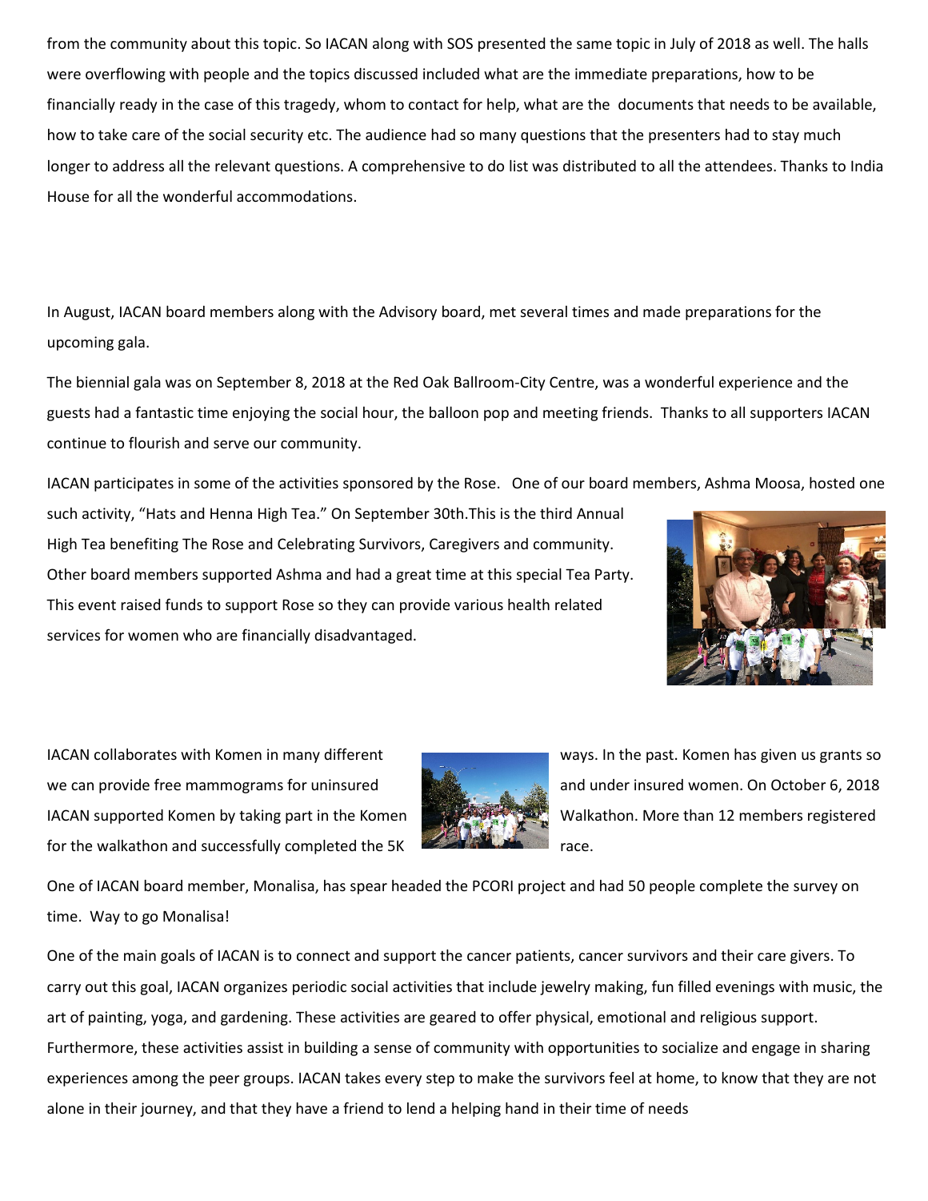from the community about this topic. So IACAN along with SOS presented the same topic in July of 2018 as well. The halls were overflowing with people and the topics discussed included what are the immediate preparations, how to be financially ready in the case of this tragedy, whom to contact for help, what are the documents that needs to be available, how to take care of the social security etc. The audience had so many questions that the presenters had to stay much longer to address all the relevant questions. A comprehensive to do list was distributed to all the attendees. Thanks to India House for all the wonderful accommodations.

In August, IACAN board members along with the Advisory board, met several times and made preparations for the upcoming gala.

The biennial gala was on September 8, 2018 at the Red Oak Ballroom-City Centre, was a wonderful experience and the guests had a fantastic time enjoying the social hour, the balloon pop and meeting friends. Thanks to all supporters IACAN continue to flourish and serve our community.

IACAN participates in some of the activities sponsored by the Rose. One of our board members, Ashma Moosa, hosted one such activity, "Hats and Henna High Tea." On September 30th.This is the third Annual High Tea benefiting The Rose and Celebrating Survivors, Caregivers and community. Other board members supported Ashma and had a great time at this special Tea Party. This event raised funds to support Rose so they can provide various health related services for women who are financially disadvantaged.

IACAN collaborates with Komen in many different ways. In the past. Komen has given us grants so we can provide free mammograms for uninsured and under insured women. On October 6, 2018 IACAN supported Komen by taking part in the Komen Walkathon. More than 12 members registered for the walkathon and successfully completed the 5K race.

One of IACAN board member, Monalisa, has spear headed the PCORI project and had 50 people complete the survey on time. Way to go Monalisa!

One of the main goals of IACAN is to connect and support the cancer patients, cancer survivors and their care givers. To carry out this goal, IACAN organizes periodic social activities that include jewelry making, fun filled evenings with music, the art of painting, yoga, and gardening. These activities are geared to offer physical, emotional and religious support. Furthermore, these activities assist in building a sense of community with opportunities to socialize and engage in sharing experiences among the peer groups. IACAN takes every step to make the survivors feel at home, to know that they are not alone in their journey, and that they have a friend to lend a helping hand in their time of needs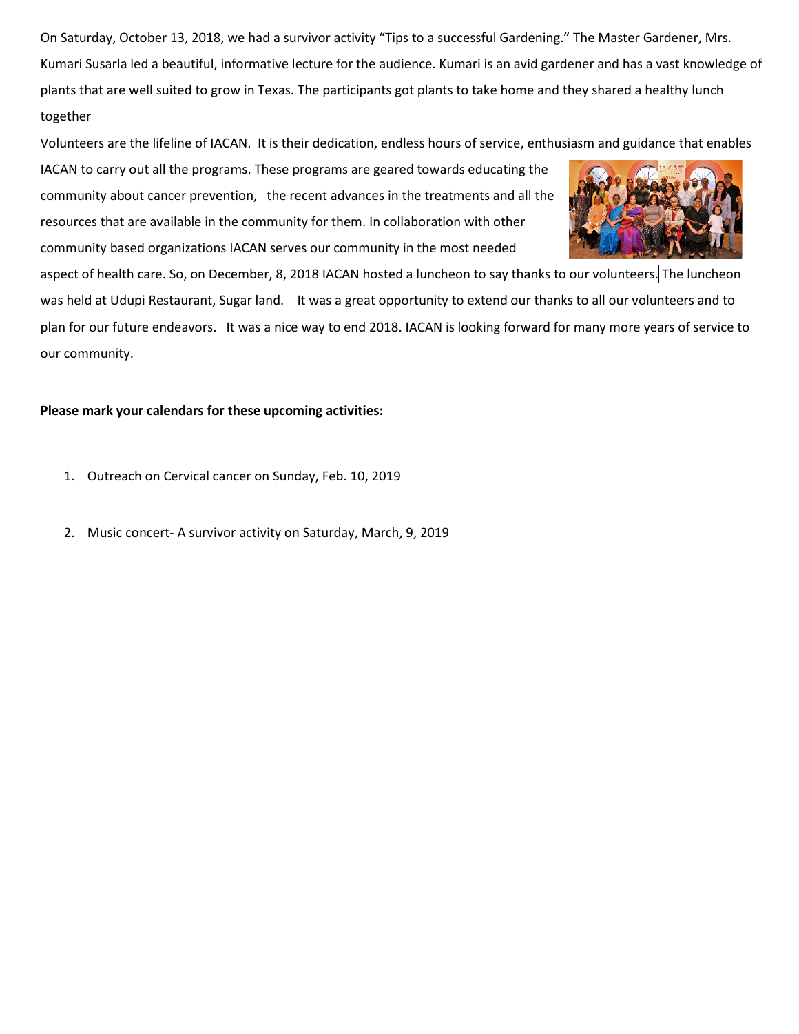On Saturday, October 13, 2018, we had a survivor activity "Tips to a successful Gardening." The Master Gardener, Mrs. Kumari Susarla led a beautiful, informative lecture for the audience. Kumari is an avid gardener and has a vast knowledge of plants that are well suited to grow in Texas. The participants got plants to take home and they shared a healthy lunch together

Volunteers are the lifeline of IACAN. It is their dedication, endless hours of service, enthusiasm and guidance that enables IACAN to carry out all the programs. These programs are geared towards educating the community about cancer prevention, the recent advances in the treatments and all the resources that are available in the community for them. In collaboration with other community based organizations IACAN serves our community in the most needed aspect of health care. So, on December, 8, 2018 IACAN hosted a luncheon to say thanks to our volunteers. The luncheon was held at Udupi Restaurant, Sugar land. It was a great opportunity to extend our thanks to all our volunteers and to plan for our future endeavors. It was a nice way to end 2018. IACAN is looking forward for many more years of service to our community.

**Please mark your calendars for these upcoming activities:**

1. Outreach on Cervical cancer on Sunday, Feb. 10, 2019
2. Music concert- A survivor activity on Saturday, March, 9, 2019